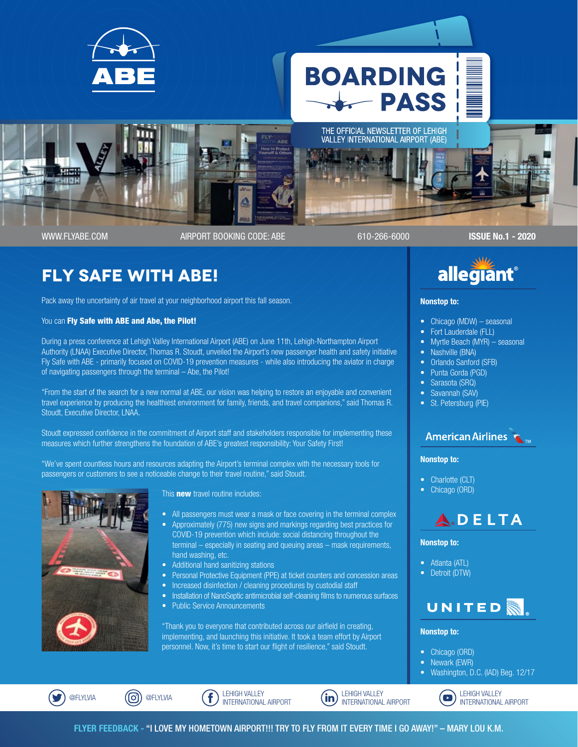# BOARDING PASS

THE OFFICIAL NEWSLETTER OF LEHIGH VALLEY INTERNATIONAL AIRPORT (ABE)

WWW.FLYABE.COM | AIRPORT BOOKING CODE: ABE | 610-266-6000 | **ISSUE No.1 - 2020**

## FLY SAFE WITH ABE!

Pack away the uncertainty of air travel at your neighborhood airport this fall season.

You can **Fly Safe with ABE and Abe, the Pilot!**

During a press conference at Lehigh Valley International Airport (ABE) on June 11th, Lehigh-Northampton Airport Authority (LNAA) Executive Director, Thomas R. Stoudt, unveiled the Airport's new passenger health and safety initiative Fly Safe with ABE - primarily focused on COVID-19 prevention measures - while also introducing the aviator in charge of navigating passengers through the terminal – Abe, the Pilot!

"From the start of the search for a new normal at ABE, our vision was helping to restore an enjoyable and convenient travel experience by producing the healthiest environment for family, friends, and travel companions," said Thomas R. Stoudt, Executive Director, LNAA.

Stoudt expressed confidence in the commitment of Airport staff and stakeholders responsible for implementing these measures which further strengthens the foundation of ABE's greatest responsibility: Your Safety First!

"We've spent countless hours and resources adapting the Airport's terminal complex with the necessary tools for passengers or customers to see a noticeable change to their travel routine," said Stoudt.

This **new** travel routine includes:

- All passengers must wear a mask or face covering in the terminal complex
- Approximately (775) new signs and markings regarding best practices for COVID-19 prevention which include: social distancing throughout the terminal – especially in seating and queuing areas – mask requirements, hand washing, etc.
- Additional hand sanitizing stations
- Personal Protective Equipment (PPE) at ticket counters and concession areas
- Increased disinfection / cleaning procedures by custodial staff
- Installation of NanoSeptic antimicrobial self-cleaning films to numerous surfaces
- Public Service Announcements

"Thank you to everyone that contributed across our airfield in creating, implementing, and launching this initiative. It took a team effort by Airport personnel. Now, it's time to start our flight of resilience," said Stoudt.

### allegiant

**Nonstop to:**

- Chicago (MDW) – seasonal
- Fort Lauderdale (FLL)
- Myrtle Beach (MYR) – seasonal
- Nashville (BNA)
- Orlando Sanford (SFB)
- Punta Gorda (PGD)
- Sarasota (SRQ)
- Savannah (SAV)
- St. Petersburg (PIE)

### American Airlines

**Nonstop to:**

- Charlotte (CLT)
- Chicago (ORD)

### DELTA

**Nonstop to:**

- Atlanta (ATL)
- Detroit (DTW)

### UNITED

**Nonstop to:**

- Chicago (ORD)
- Newark (EWR)
- Washington, D.C. (IAD) Beg. 12/17

@FLYLVIA | @FLYLVIA | LEHIGH VALLEY INTERNATIONAL AIRPORT | LEHIGH VALLEY INTERNATIONAL AIRPORT | LEHIGH VALLEY INTERNATIONAL AIRPORT

**FLYER FEEDBACK - "I LOVE MY HOMETOWN AIRPORT!!! TRY TO FLY FROM IT EVERY TIME I GO AWAY!" – MARY LOU K.M.**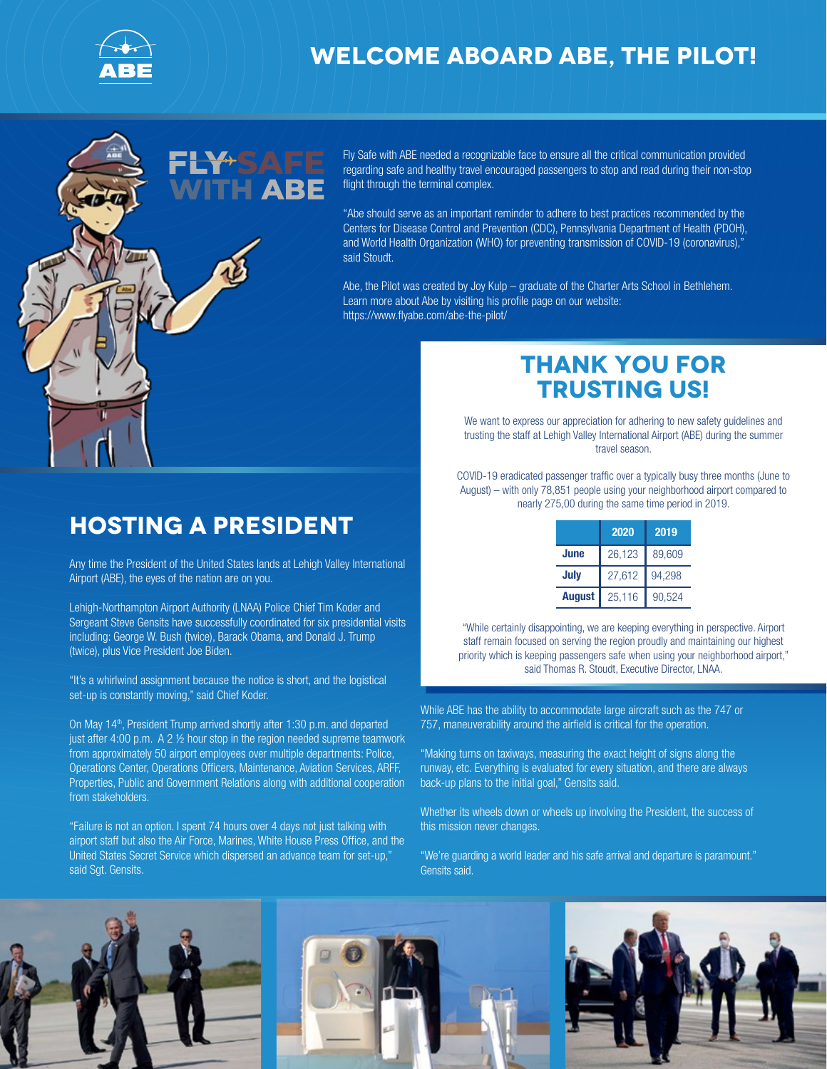# WELCOME ABOARD ABE, THE PILOT!

FLY SAFE WITH ABE

Fly Safe with ABE needed a recognizable face to ensure all the critical communication provided regarding safe and healthy travel encouraged passengers to stop and read during their non-stop flight through the terminal complex.

"Abe should serve as an important reminder to adhere to best practices recommended by the Centers for Disease Control and Prevention (CDC), Pennsylvania Department of Health (PDOH), and World Health Organization (WHO) for preventing transmission of COVID-19 (coronavirus)," said Stoudt.

Abe, the Pilot was created by Joy Kulp – graduate of the Charter Arts School in Bethlehem. Learn more about Abe by visiting his profile page on our website: https://www.flyabe.com/abe-the-pilot/

## THANK YOU FOR TRUSTING US!

We want to express our appreciation for adhering to new safety guidelines and trusting the staff at Lehigh Valley International Airport (ABE) during the summer travel season.

COVID-19 eradicated passenger traffic over a typically busy three months (June to August) – with only 78,851 people using your neighborhood airport compared to nearly 275,00 during the same time period in 2019.

| | 2020 | 2019 |
|---|---|---|
| June | 26,123 | 89,609 |
| July | 27,612 | 94,298 |
| August | 25,116 | 90,524 |

"While certainly disappointing, we are keeping everything in perspective. Airport staff remain focused on serving the region proudly and maintaining our highest priority which is keeping passengers safe when using your neighborhood airport," said Thomas R. Stoudt, Executive Director, LNAA.

## HOSTING A PRESIDENT

Any time the President of the United States lands at Lehigh Valley International Airport (ABE), the eyes of the nation are on you.

Lehigh-Northampton Airport Authority (LNAA) Police Chief Tim Koder and Sergeant Steve Gensits have successfully coordinated for six presidential visits including: George W. Bush (twice), Barack Obama, and Donald J. Trump (twice), plus Vice President Joe Biden.

"It's a whirlwind assignment because the notice is short, and the logistical set-up is constantly moving," said Chief Koder.

On May 14th, President Trump arrived shortly after 1:30 p.m. and departed just after 4:00 p.m. A 2 ½ hour stop in the region needed supreme teamwork from approximately 50 airport employees over multiple departments: Police, Operations Center, Operations Officers, Maintenance, Aviation Services, ARFF, Properties, Public and Government Relations along with additional cooperation from stakeholders.

"Failure is not an option. I spent 74 hours over 4 days not just talking with airport staff but also the Air Force, Marines, White House Press Office, and the United States Secret Service which dispersed an advance team for set-up," said Sgt. Gensits.

While ABE has the ability to accommodate large aircraft such as the 747 or 757, maneuverability around the airfield is critical for the operation.

"Making turns on taxiways, measuring the exact height of signs along the runway, etc. Everything is evaluated for every situation, and there are always back-up plans to the initial goal," Gensits said.

Whether its wheels down or wheels up involving the President, the success of this mission never changes.

"We're guarding a world leader and his safe arrival and departure is paramount." Gensits said.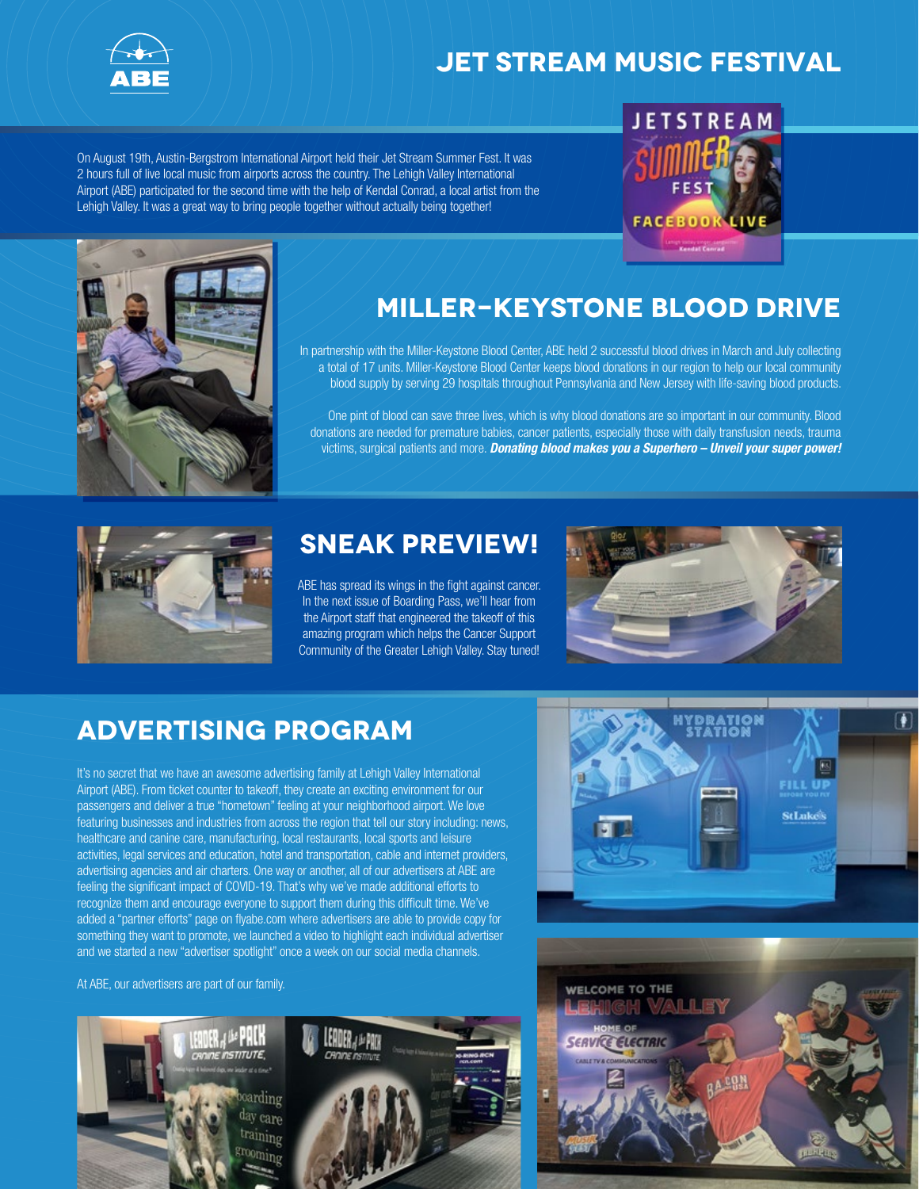# JET STREAM MUSIC FESTIVAL

On August 19th, Austin-Bergstrom International Airport held their Jet Stream Summer Fest. It was 2 hours full of live local music from airports across the country. The Lehigh Valley International Airport (ABE) participated for the second time with the help of Kendal Conrad, a local artist from the Lehigh Valley. It was a great way to bring people together without actually being together!

# MILLER-KEYSTONE BLOOD DRIVE

In partnership with the Miller-Keystone Blood Center, ABE held 2 successful blood drives in March and July collecting a total of 17 units. Miller-Keystone Blood Center keeps blood donations in our region to help our local community blood supply by serving 29 hospitals throughout Pennsylvania and New Jersey with life-saving blood products.

One pint of blood can save three lives, which is why blood donations are so important in our community. Blood donations are needed for premature babies, cancer patients, especially those with daily transfusion needs, trauma victims, surgical patients and more. ***Donating blood makes you a Superhero – Unveil your super power!***

# SNEAK PREVIEW!

ABE has spread its wings in the fight against cancer. In the next issue of Boarding Pass, we'll hear from the Airport staff that engineered the takeoff of this amazing program which helps the Cancer Support Community of the Greater Lehigh Valley. Stay tuned!

# ADVERTISING PROGRAM

It's no secret that we have an awesome advertising family at Lehigh Valley International Airport (ABE). From ticket counter to takeoff, they create an exciting environment for our passengers and deliver a true "hometown" feeling at your neighborhood airport. We love featuring businesses and industries from across the region that tell our story including: news, healthcare and canine care, manufacturing, local restaurants, local sports and leisure activities, legal services and education, hotel and transportation, cable and internet providers, advertising agencies and air charters. One way or another, all of our advertisers at ABE are feeling the significant impact of COVID-19. That's why we've made additional efforts to recognize them and encourage everyone to support them during this difficult time. We've added a "partner efforts" page on flyabe.com where advertisers are able to provide copy for something they want to promote, we launched a video to highlight each individual advertiser and we started a new "advertiser spotlight" once a week on our social media channels.

At ABE, our advertisers are part of our family.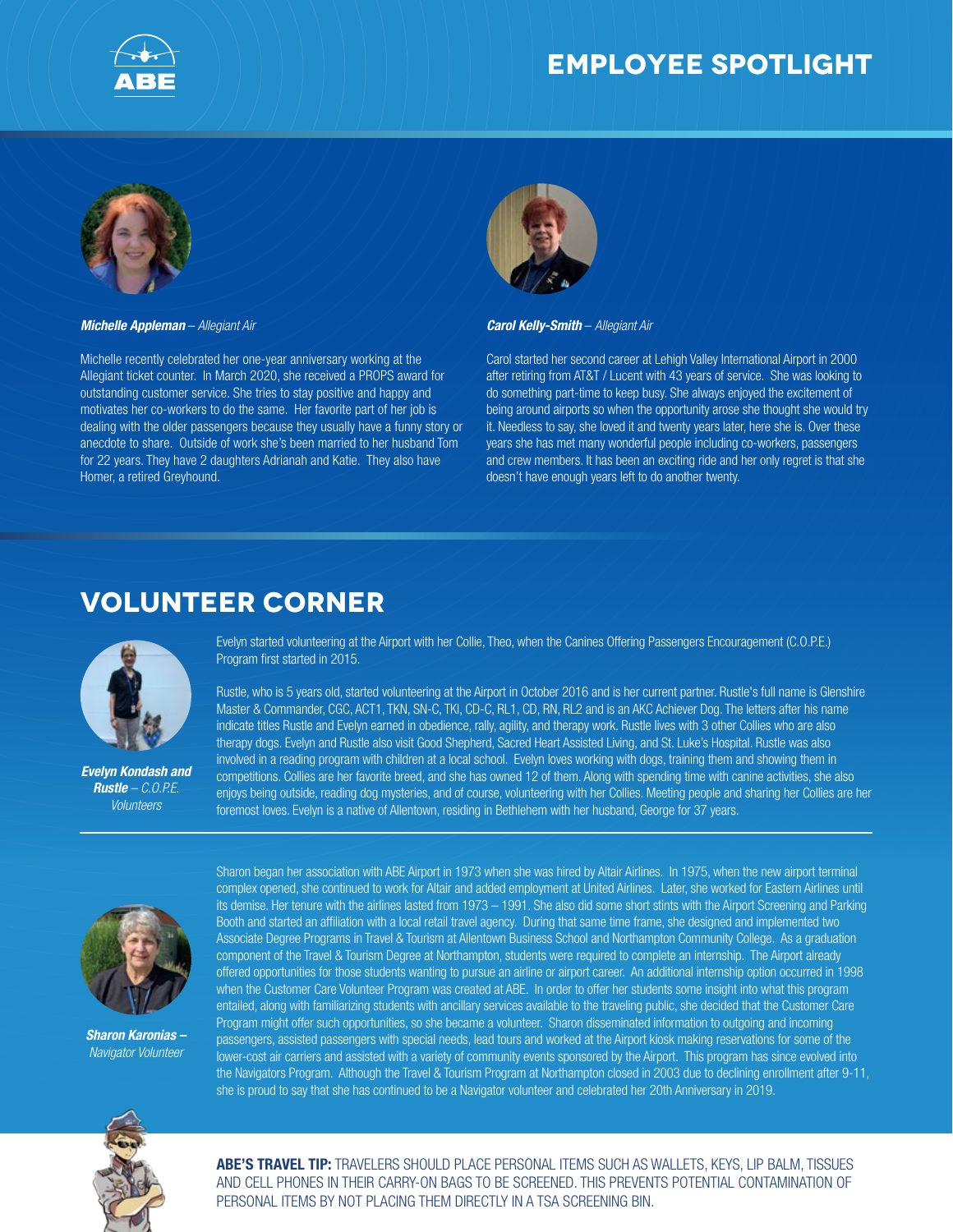ABE

# EMPLOYEE SPOTLIGHT

***Michelle Appleman** – Allegiant Air*

Michelle recently celebrated her one-year anniversary working at the Allegiant ticket counter. In March 2020, she received a PROPS award for outstanding customer service. She tries to stay positive and happy and motivates her co-workers to do the same. Her favorite part of her job is dealing with the older passengers because they usually have a funny story or anecdote to share. Outside of work she's been married to her husband Tom for 22 years. They have 2 daughters Adrianah and Katie. They also have Homer, a retired Greyhound.

***Carol Kelly-Smith** – Allegiant Air*

Carol started her second career at Lehigh Valley International Airport in 2000 after retiring from AT&T / Lucent with 43 years of service. She was looking to do something part-time to keep busy. She always enjoyed the excitement of being around airports so when the opportunity arose she thought she would try it. Needless to say, she loved it and twenty years later, here she is. Over these years she has met many wonderful people including co-workers, passengers and crew members. It has been an exciting ride and her only regret is that she doesn't have enough years left to do another twenty.

# VOLUNTEER CORNER

***Evelyn Kondash and Rustle** – C.O.P.E. Volunteers*

Evelyn started volunteering at the Airport with her Collie, Theo, when the Canines Offering Passengers Encouragement (C.O.P.E.) Program first started in 2015.

Rustle, who is 5 years old, started volunteering at the Airport in October 2016 and is her current partner. Rustle's full name is Glenshire Master & Commander, CGC, ACT1, TKN, SN-C, TKI, CD-C, RL1, CD, RN, RL2 and is an AKC Achiever Dog. The letters after his name indicate titles Rustle and Evelyn earned in obedience, rally, agility, and therapy work. Rustle lives with 3 other Collies who are also therapy dogs. Evelyn and Rustle also visit Good Shepherd, Sacred Heart Assisted Living, and St. Luke's Hospital. Rustle was also involved in a reading program with children at a local school. Evelyn loves working with dogs, training them and showing them in competitions. Collies are her favorite breed, and she has owned 12 of them. Along with spending time with canine activities, she also enjoys being outside, reading dog mysteries, and of course, volunteering with her Collies. Meeting people and sharing her Collies are her foremost loves. Evelyn is a native of Allentown, residing in Bethlehem with her husband, George for 37 years.

***Sharon Karonias –** Navigator Volunteer*

Sharon began her association with ABE Airport in 1973 when she was hired by Altair Airlines. In 1975, when the new airport terminal complex opened, she continued to work for Altair and added employment at United Airlines. Later, she worked for Eastern Airlines until its demise. Her tenure with the airlines lasted from 1973 – 1991. She also did some short stints with the Airport Screening and Parking Booth and started an affiliation with a local retail travel agency. During that same time frame, she designed and implemented two Associate Degree Programs in Travel & Tourism at Allentown Business School and Northampton Community College. As a graduation component of the Travel & Tourism Degree at Northampton, students were required to complete an internship. The Airport already offered opportunities for those students wanting to pursue an airline or airport career. An additional internship option occurred in 1998 when the Customer Care Volunteer Program was created at ABE. In order to offer her students some insight into what this program entailed, along with familiarizing students with ancillary services available to the traveling public, she decided that the Customer Care Program might offer such opportunities, so she became a volunteer. Sharon disseminated information to outgoing and incoming passengers, assisted passengers with special needs, lead tours and worked at the Airport kiosk making reservations for some of the lower-cost air carriers and assisted with a variety of community events sponsored by the Airport. This program has since evolved into the Navigators Program. Although the Travel & Tourism Program at Northampton closed in 2003 due to declining enrollment after 9-11, she is proud to say that she has continued to be a Navigator volunteer and celebrated her 20th Anniversary in 2019.

**ABE'S TRAVEL TIP:** TRAVELERS SHOULD PLACE PERSONAL ITEMS SUCH AS WALLETS, KEYS, LIP BALM, TISSUES AND CELL PHONES IN THEIR CARRY-ON BAGS TO BE SCREENED. THIS PREVENTS POTENTIAL CONTAMINATION OF PERSONAL ITEMS BY NOT PLACING THEM DIRECTLY IN A TSA SCREENING BIN.